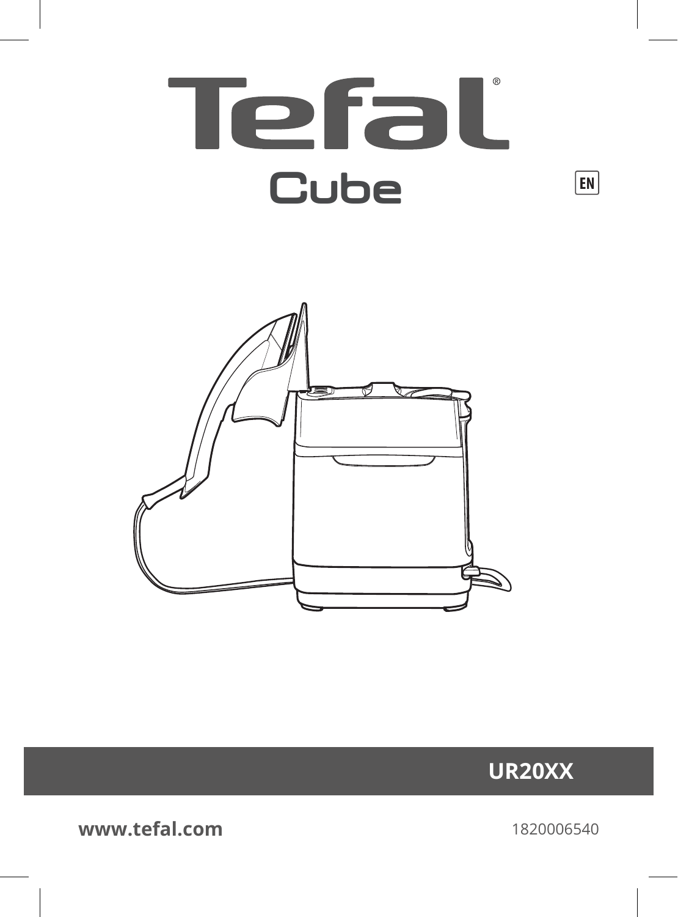# Tefal®

## Cube

EN

**UR20XX**

**www.tefal.com**

1820006540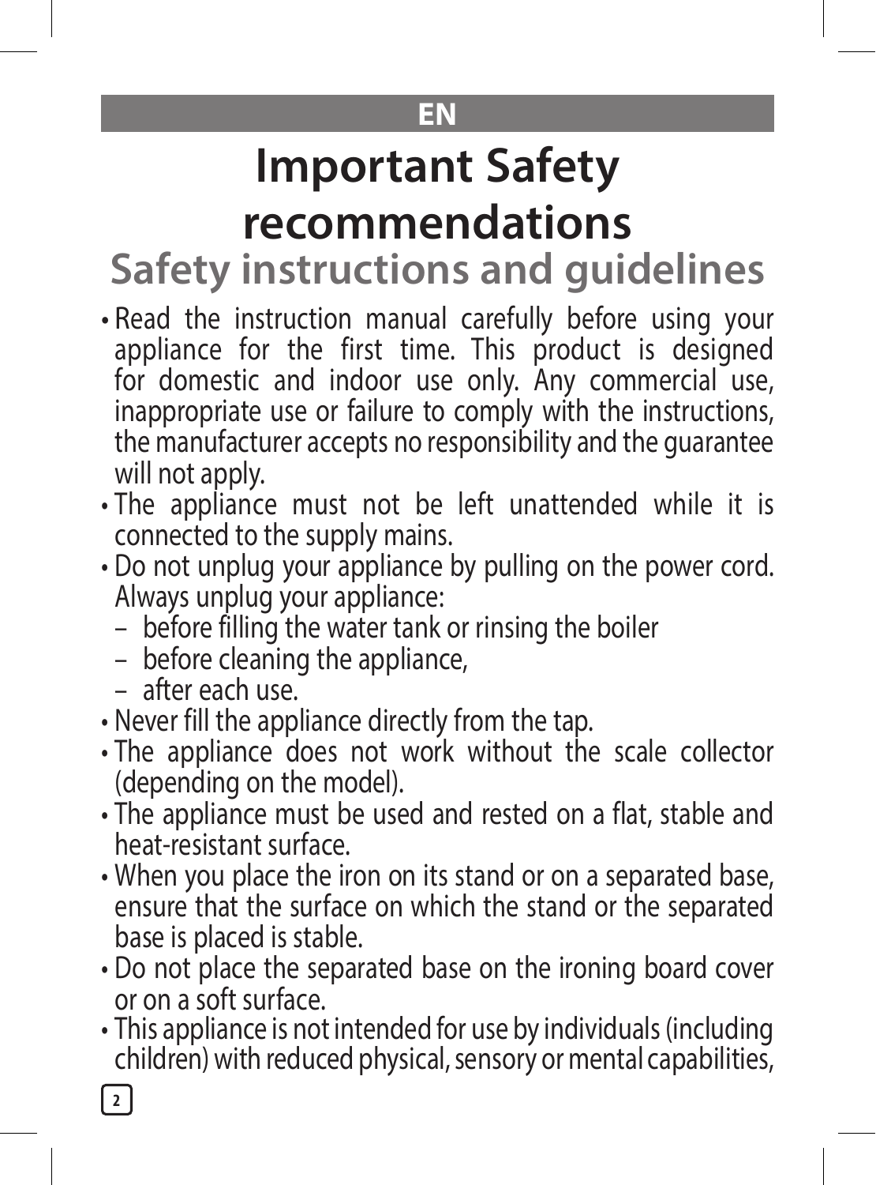EN

# Important Safety recommendations

## Safety instructions and guidelines

- Read the instruction manual carefully before using your appliance for the first time. This product is designed for domestic and indoor use only. Any commercial use, inappropriate use or failure to comply with the instructions, the manufacturer accepts no responsibility and the guarantee will not apply.
- The appliance must not be left unattended while it is connected to the supply mains.
- Do not unplug your appliance by pulling on the power cord. Always unplug your appliance:
  - before filling the water tank or rinsing the boiler
  - before cleaning the appliance,
  - after each use.
- Never fill the appliance directly from the tap.
- The appliance does not work without the scale collector (depending on the model).
- The appliance must be used and rested on a flat, stable and heat-resistant surface.
- When you place the iron on its stand or on a separated base, ensure that the surface on which the stand or the separated base is placed is stable.
- Do not place the separated base on the ironing board cover or on a soft surface.
- This appliance is not intended for use by individuals (including children) with reduced physical, sensory or mental capabilities,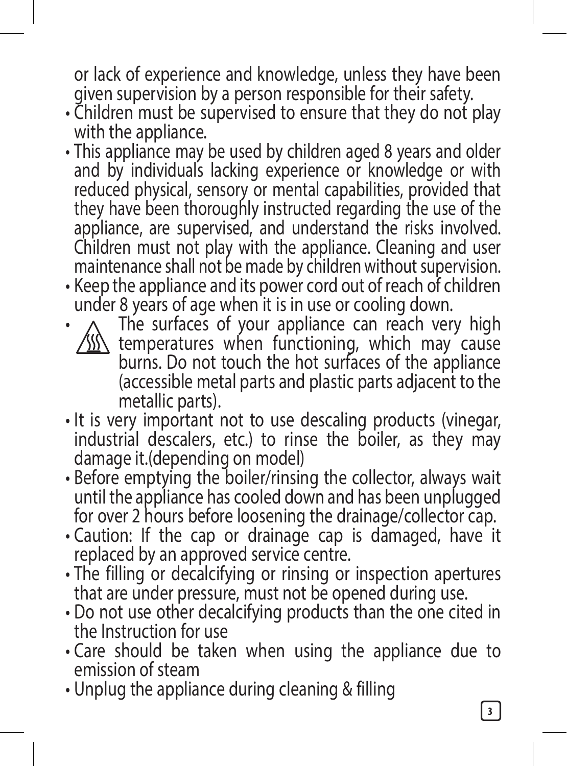or lack of experience and knowledge, unless they have been given supervision by a person responsible for their safety.

- Children must be supervised to ensure that they do not play with the appliance.
- This appliance may be used by children aged 8 years and older and by individuals lacking experience or knowledge or with reduced physical, sensory or mental capabilities, provided that they have been thoroughly instructed regarding the use of the appliance, are supervised, and understand the risks involved. Children must not play with the appliance. Cleaning and user maintenance shall not be made by children without supervision.
- Keep the appliance and its power cord out of reach of children under 8 years of age when it is in use or cooling down.
- The surfaces of your appliance can reach very high temperatures when functioning, which may cause burns. Do not touch the hot surfaces of the appliance (accessible metal parts and plastic parts adjacent to the metallic parts).
- It is very important not to use descaling products (vinegar, industrial descalers, etc.) to rinse the boiler, as they may damage it.(depending on model)
- Before emptying the boiler/rinsing the collector, always wait until the appliance has cooled down and has been unplugged for over 2 hours before loosening the drainage/collector cap.
- Caution: If the cap or drainage cap is damaged, have it replaced by an approved service centre.
- The filling or decalcifying or rinsing or inspection apertures that are under pressure, must not be opened during use.
- Do not use other decalcifying products than the one cited in the Instruction for use
- Care should be taken when using the appliance due to emission of steam
- Unplug the appliance during cleaning & filling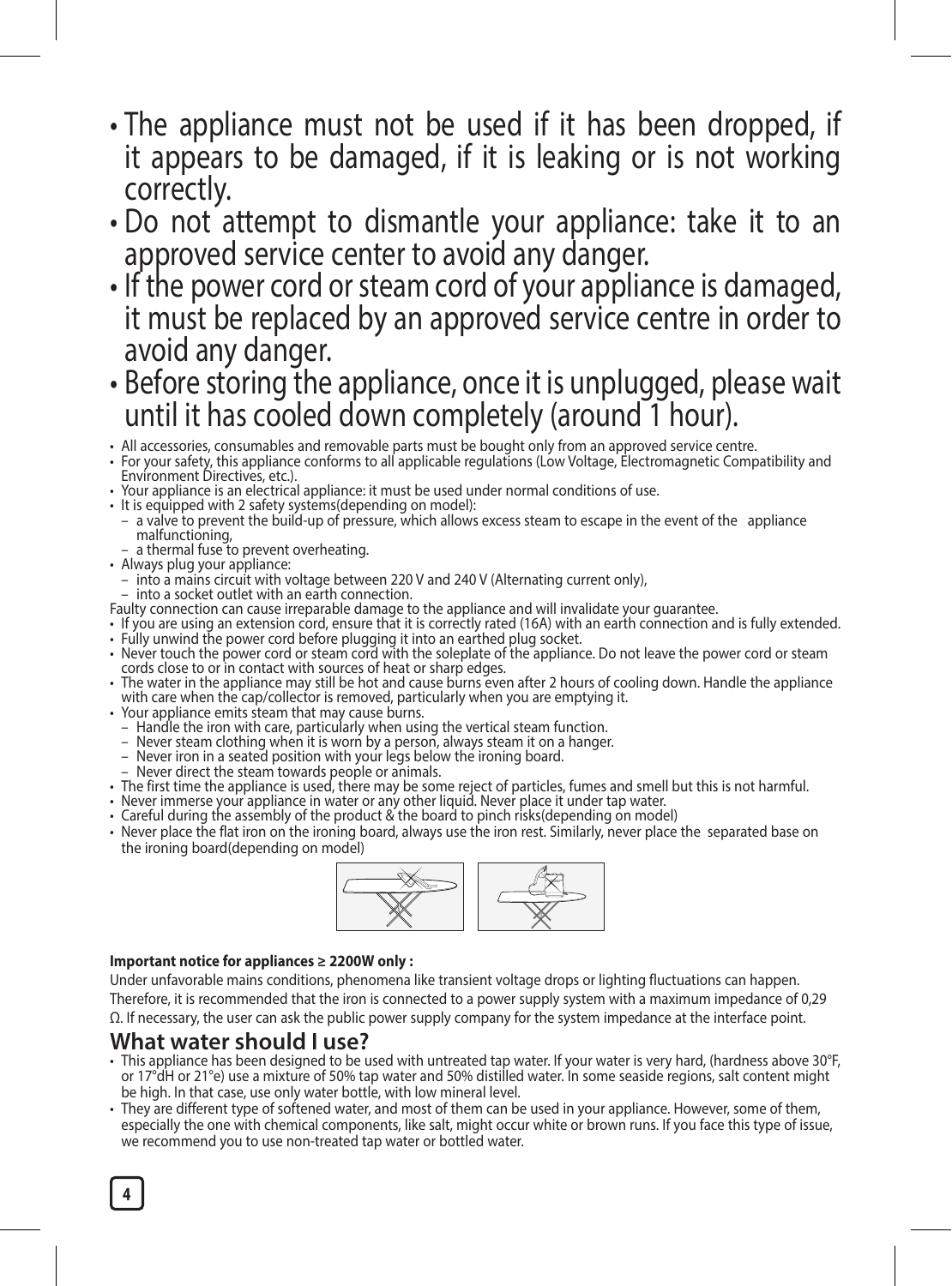- The appliance must not be used if it has been dropped, if it appears to be damaged, if it is leaking or is not working correctly.
- Do not attempt to dismantle your appliance: take it to an approved service center to avoid any danger.
- If the power cord or steam cord of your appliance is damaged, it must be replaced by an approved service centre in order to avoid any danger.
- Before storing the appliance, once it is unplugged, please wait until it has cooled down completely (around 1 hour).

- All accessories, consumables and removable parts must be bought only from an approved service centre.
- For your safety, this appliance conforms to all applicable regulations (Low Voltage, Electromagnetic Compatibility and Environment Directives, etc.).
- Your appliance is an electrical appliance: it must be used under normal conditions of use.
- It is equipped with 2 safety systems(depending on model):
  - a valve to prevent the build-up of pressure, which allows excess steam to escape in the event of the appliance malfunctioning,
  - a thermal fuse to prevent overheating.
- Always plug your appliance:
  - into a mains circuit with voltage between 220 V and 240 V (Alternating current only),
  - into a socket outlet with an earth connection.

Faulty connection can cause irreparable damage to the appliance and will invalidate your guarantee.

- If you are using an extension cord, ensure that it is correctly rated (16A) with an earth connection and is fully extended.
- Fully unwind the power cord before plugging it into an earthed plug socket.
- Never touch the power cord or steam cord with the soleplate of the appliance. Do not leave the power cord or steam cords close to or in contact with sources of heat or sharp edges.
- The water in the appliance may still be hot and cause burns even after 2 hours of cooling down. Handle the appliance with care when the cap/collector is removed, particularly when you are emptying it.
- Your appliance emits steam that may cause burns.
  - Handle the iron with care, particularly when using the vertical steam function.
  - Never steam clothing when it is worn by a person, always steam it on a hanger.
  - Never iron in a seated position with your legs below the ironing board.
  - Never direct the steam towards people or animals.
- The first time the appliance is used, there may be some reject of particles, fumes and smell but this is not harmful.
- Never immerse your appliance in water or any other liquid. Never place it under tap water.
- Careful during the assembly of the product & the board to pinch risks(depending on model)
- Never place the flat iron on the ironing board, always use the iron rest. Similarly, never place the separated base on the ironing board(depending on model)

**Important notice for appliances ≥ 2200W only :**

Under unfavorable mains conditions, phenomena like transient voltage drops or lighting fluctuations can happen. Therefore, it is recommended that the iron is connected to a power supply system with a maximum impedance of 0,29 Ω. If necessary, the user can ask the public power supply company for the system impedance at the interface point.

## What water should I use?

- This appliance has been designed to be used with untreated tap water. If your water is very hard, (hardness above 30°F, or 17°dH or 21°e) use a mixture of 50% tap water and 50% distilled water. In some seaside regions, salt content might be high. In that case, use only water bottle, with low mineral level.
- They are different type of softened water, and most of them can be used in your appliance. However, some of them, especially the one with chemical components, like salt, might occur white or brown runs. If you face this type of issue, we recommend you to use non-treated tap water or bottled water.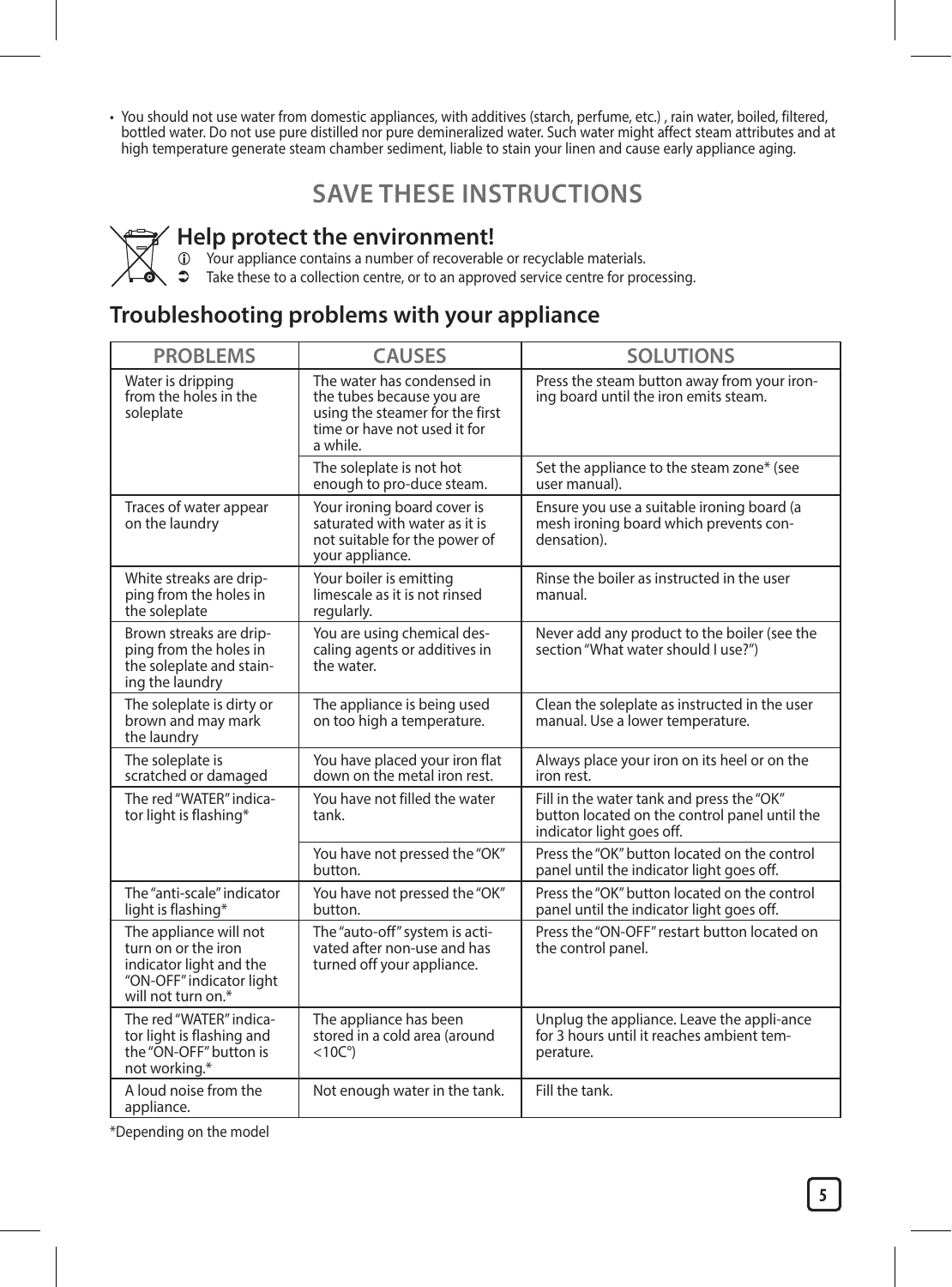- You should not use water from domestic appliances, with additives (starch, perfume, etc.) , rain water, boiled, filtered, bottled water. Do not use pure distilled nor pure demineralized water. Such water might affect steam attributes and at high temperature generate steam chamber sediment, liable to stain your linen and cause early appliance aging.

## SAVE THESE INSTRUCTIONS

## Help protect the environment!

- Your appliance contains a number of recoverable or recyclable materials.
- Take these to a collection centre, or to an approved service centre for processing.

## Troubleshooting problems with your appliance

| PROBLEMS | CAUSES | SOLUTIONS |
|---|---|---|
| Water is dripping from the holes in the soleplate | The water has condensed in the tubes because you are using the steamer for the first time or have not used it for a while. | Press the steam button away from your ironing board until the iron emits steam. |
| | The soleplate is not hot enough to pro-duce steam. | Set the appliance to the steam zone* (see user manual). |
| Traces of water appear on the laundry | Your ironing board cover is saturated with water as it is not suitable for the power of your appliance. | Ensure you use a suitable ironing board (a mesh ironing board which prevents condensation). |
| White streaks are dripping from the holes in the soleplate | Your boiler is emitting limescale as it is not rinsed regularly. | Rinse the boiler as instructed in the user manual. |
| Brown streaks are dripping from the holes in the soleplate and staining the laundry | You are using chemical descaling agents or additives in the water. | Never add any product to the boiler (see the section "What water should I use?") |
| The soleplate is dirty or brown and may mark the laundry | The appliance is being used on too high a temperature. | Clean the soleplate as instructed in the user manual. Use a lower temperature. |
| The soleplate is scratched or damaged | You have placed your iron flat down on the metal iron rest. | Always place your iron on its heel or on the iron rest. |
| The red "WATER" indicator light is flashing* | You have not filled the water tank. | Fill in the water tank and press the "OK" button located on the control panel until the indicator light goes off. |
| | You have not pressed the "OK" button. | Press the "OK" button located on the control panel until the indicator light goes off. |
| The "anti-scale" indicator light is flashing* | You have not pressed the "OK" button. | Press the "OK" button located on the control panel until the indicator light goes off. |
| The appliance will not turn on or the iron indicator light and the "ON-OFF" indicator light will not turn on.* | The "auto-off" system is activated after non-use and has turned off your appliance. | Press the "ON-OFF" restart button located on the control panel. |
| The red "WATER" indicator light is flashing and the "ON-OFF" button is not working.* | The appliance has been stored in a cold area (around <10C°) | Unplug the appliance. Leave the appli-ance for 3 hours until it reaches ambient temperature. |
| A loud noise from the appliance. | Not enough water in the tank. | Fill the tank. |

*Depending on the model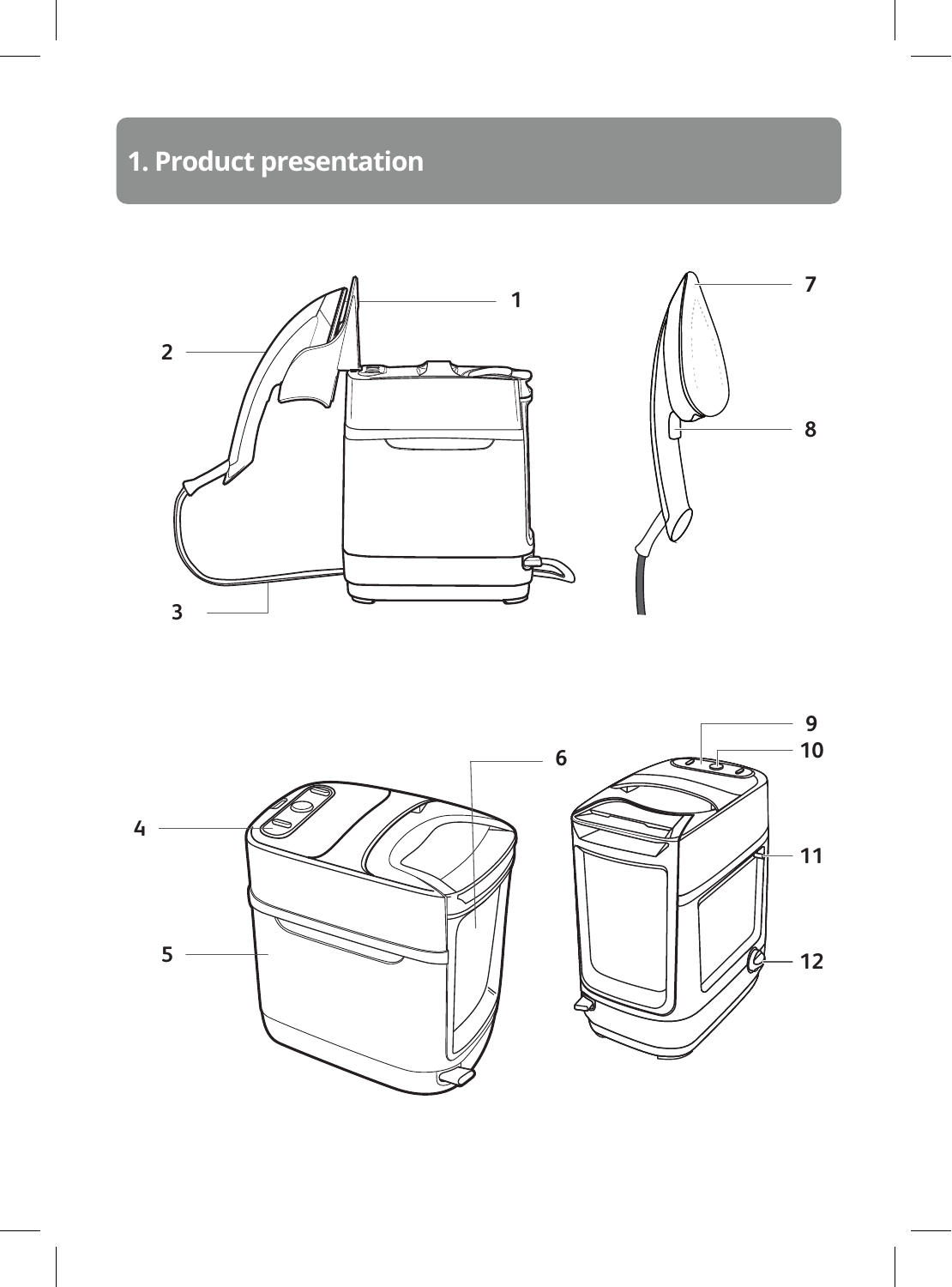# 1. Product presentation

1

2

3

7

8

4

5

6

9

10

11

12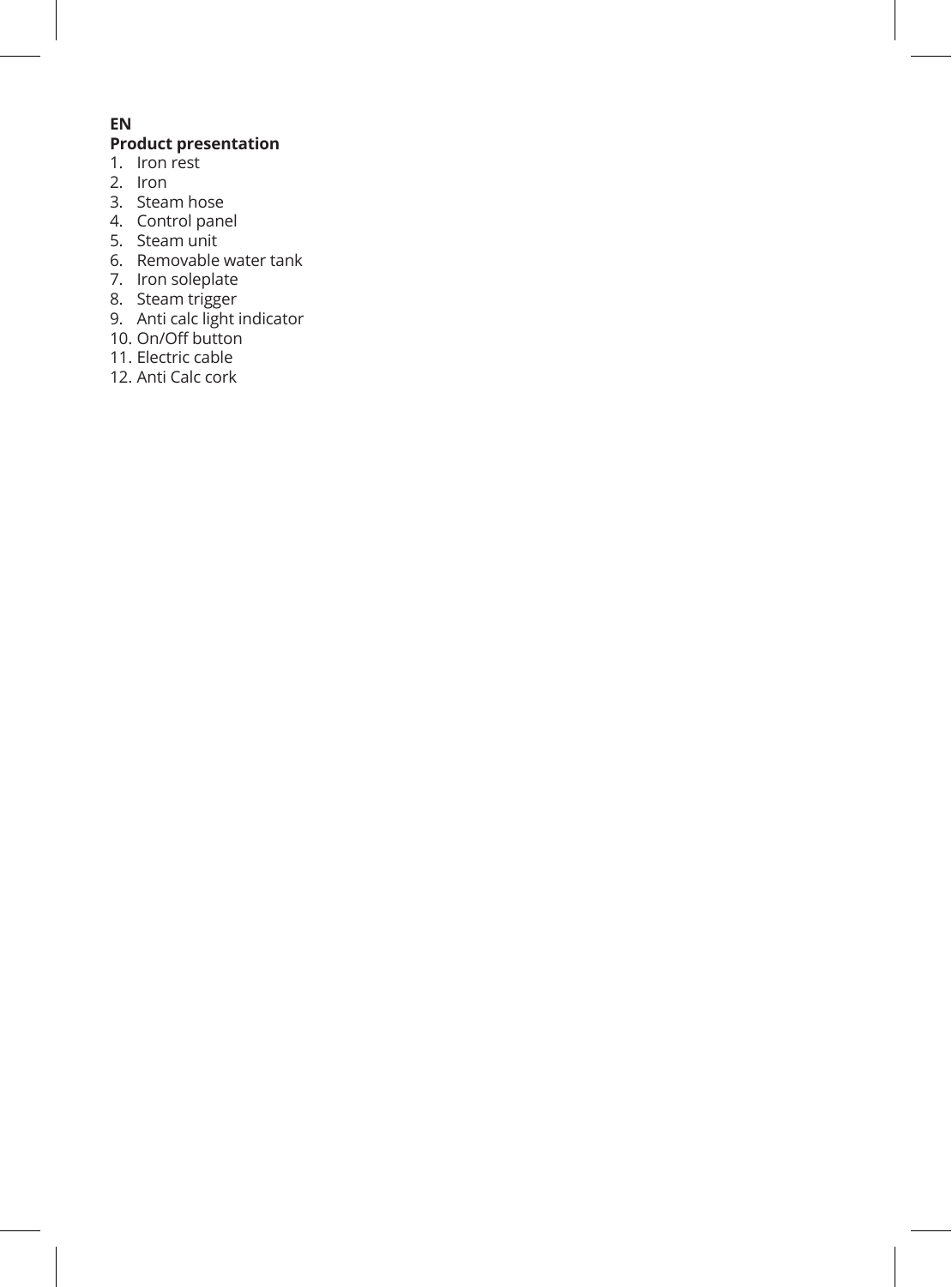**EN**

## Product presentation

1. Iron rest
2. Iron
3. Steam hose
4. Control panel
5. Steam unit
6. Removable water tank
7. Iron soleplate
8. Steam trigger
9. Anti calc light indicator
10. On/Off button
11. Electric cable
12. Anti Calc cork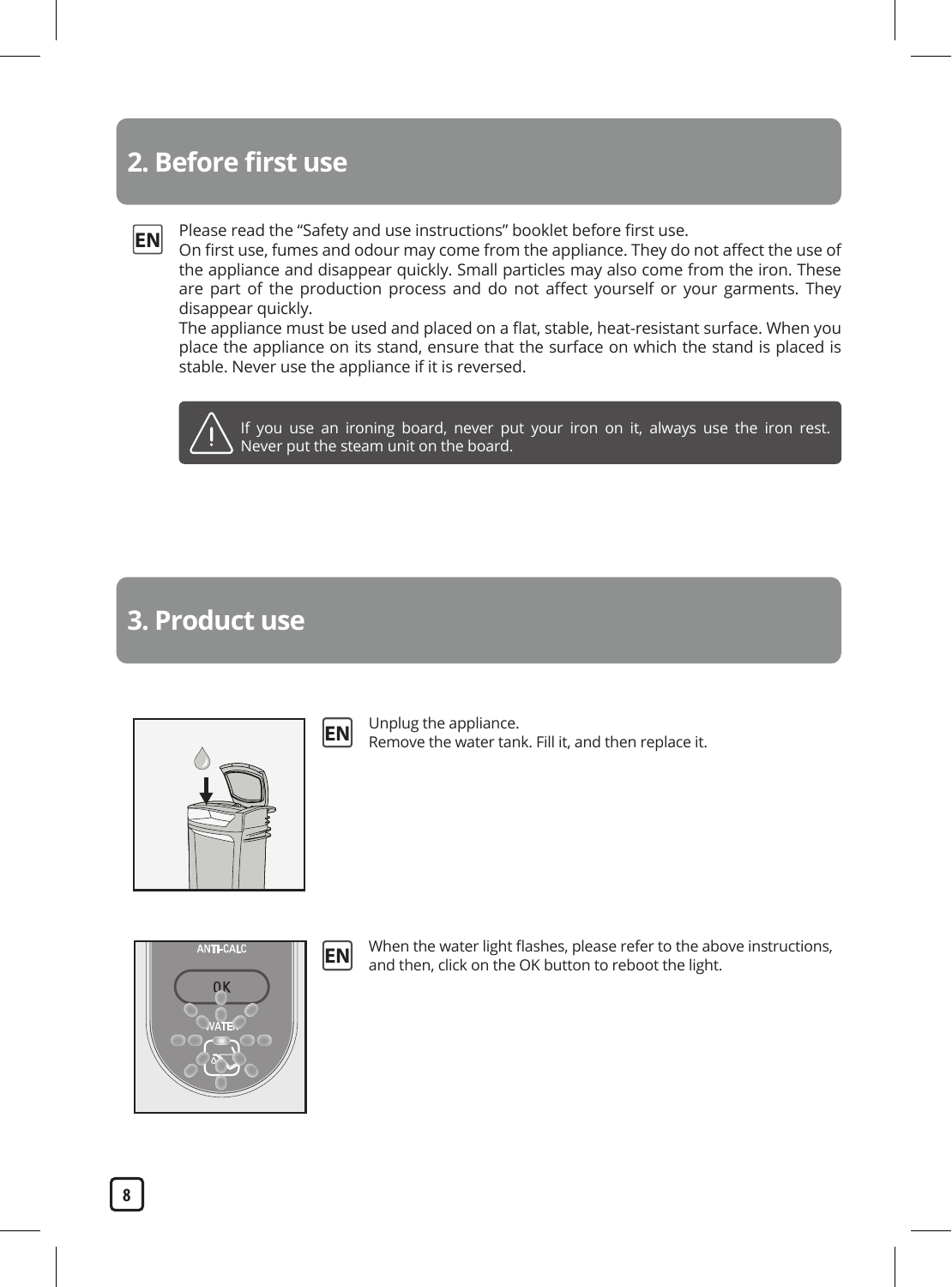## 2. Before first use

EN

Please read the “Safety and use instructions” booklet before first use.
On first use, fumes and odour may come from the appliance. They do not affect the use of the appliance and disappear quickly. Small particles may also come from the iron. These are part of the production process and do not affect yourself or your garments. They disappear quickly.
The appliance must be used and placed on a flat, stable, heat-resistant surface. When you place the appliance on its stand, ensure that the surface on which the stand is placed is stable. Never use the appliance if it is reversed.

> If you use an ironing board, never put your iron on it, always use the iron rest. Never put the steam unit on the board.

## 3. Product use

EN

Unplug the appliance.
Remove the water tank. Fill it, and then replace it.

EN

When the water light flashes, please refer to the above instructions, and then, click on the OK button to reboot the light.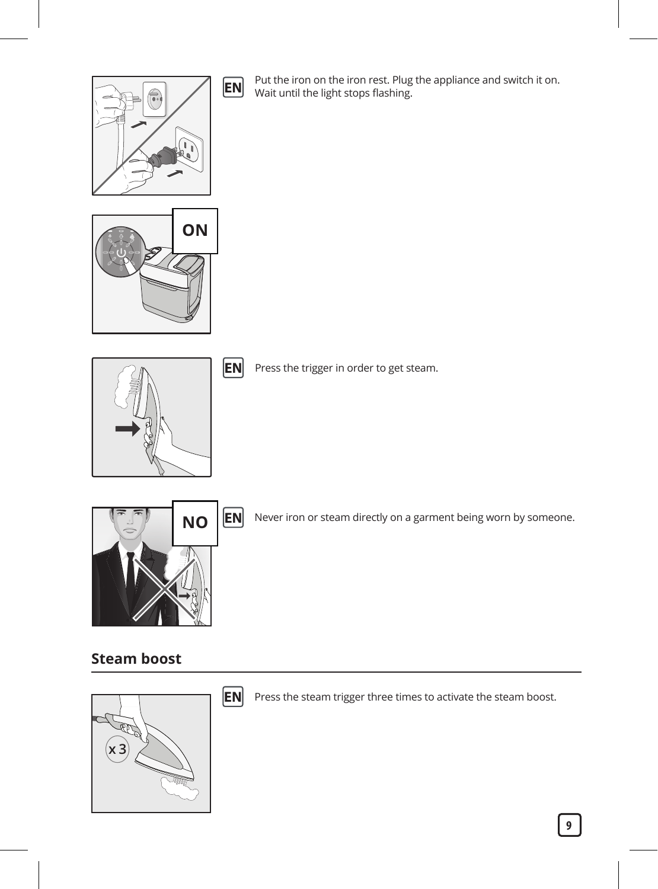EN Put the iron on the iron rest. Plug the appliance and switch it on. Wait until the light stops flashing.

ON

EN Press the trigger in order to get steam.

NO

EN Never iron or steam directly on a garment being worn by someone.

## Steam boost

x 3

EN Press the steam trigger three times to activate the steam boost.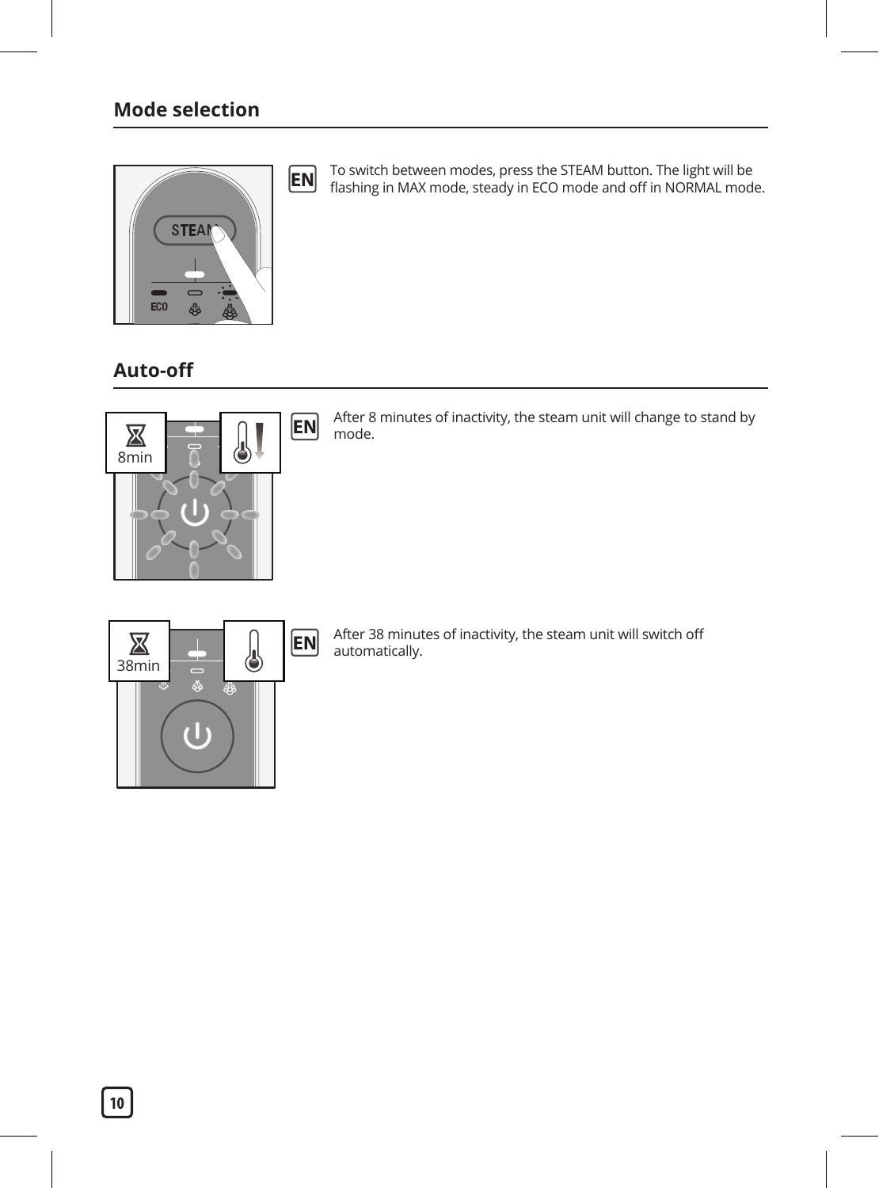## Mode selection

EN To switch between modes, press the STEAM button. The light will be flashing in MAX mode, steady in ECO mode and off in NORMAL mode.

## Auto-off

EN After 8 minutes of inactivity, the steam unit will change to stand by mode.

EN After 38 minutes of inactivity, the steam unit will switch off automatically.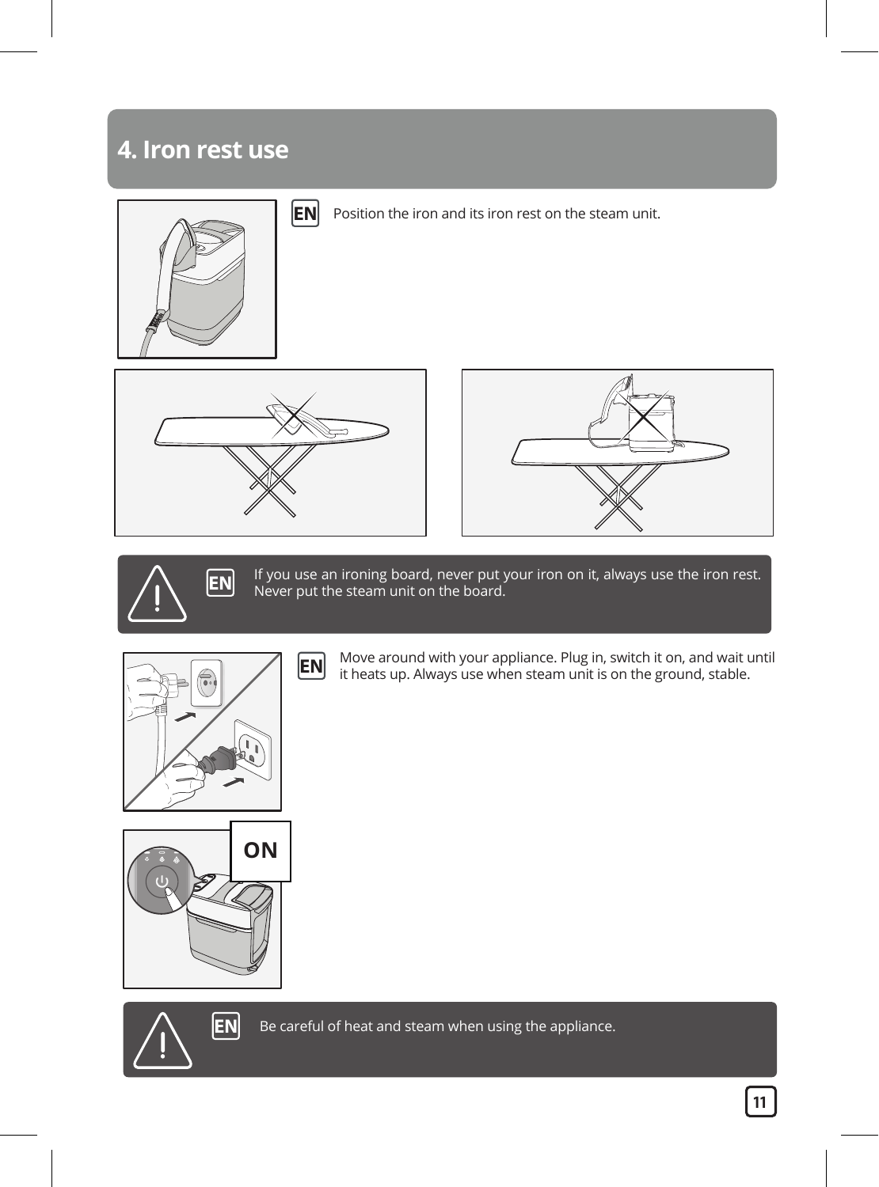## 4. Iron rest use

EN Position the iron and its iron rest on the steam unit.

EN If you use an ironing board, never put your iron on it, always use the iron rest. Never put the steam unit on the board.

EN Move around with your appliance. Plug in, switch it on, and wait until it heats up. Always use when steam unit is on the ground, stable.

ON

EN Be careful of heat and steam when using the appliance.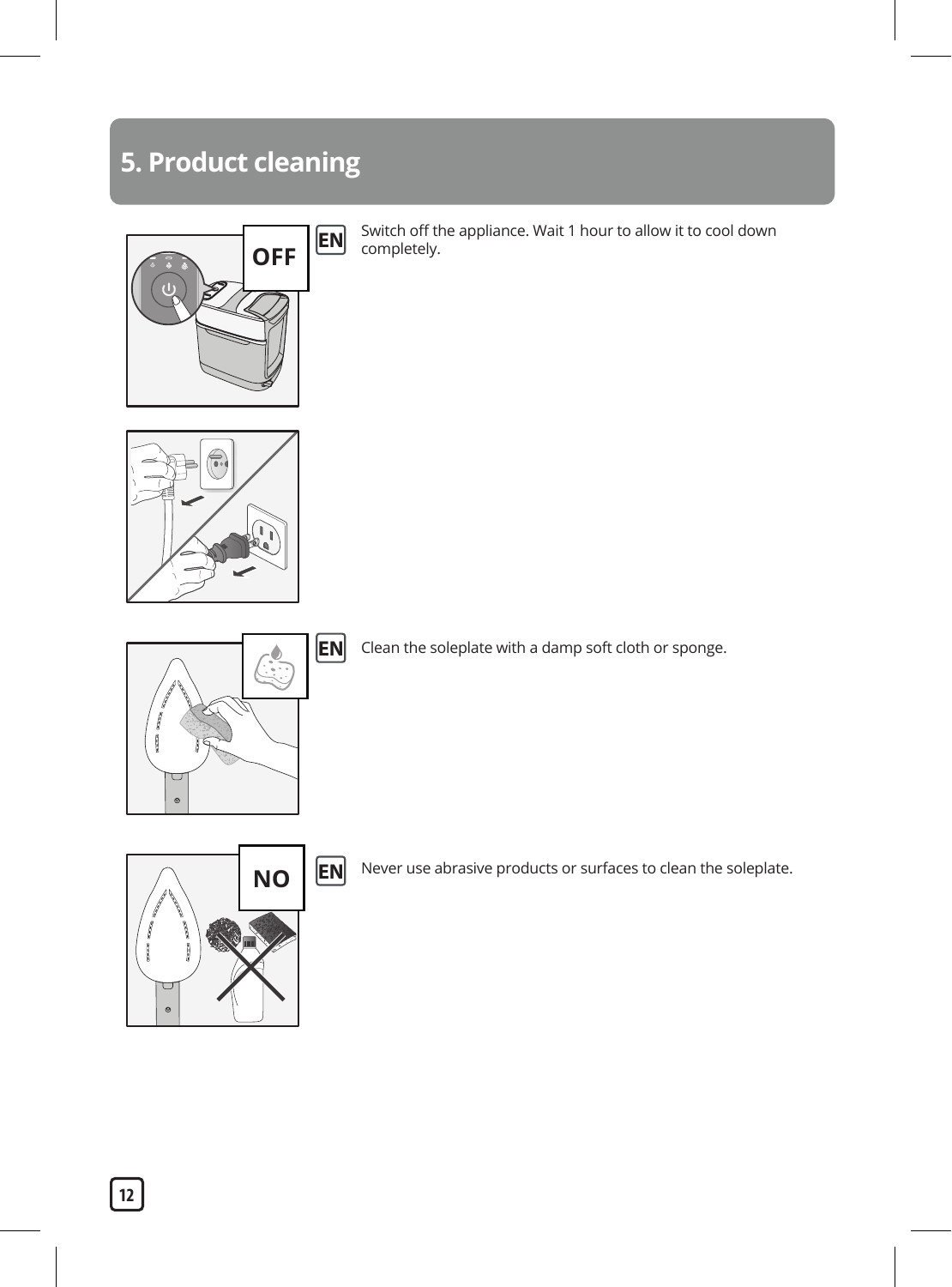# 5. Product cleaning

OFF

EN Switch off the appliance. Wait 1 hour to allow it to cool down completely.

EN Clean the soleplate with a damp soft cloth or sponge.

NO

EN Never use abrasive products or surfaces to clean the soleplate.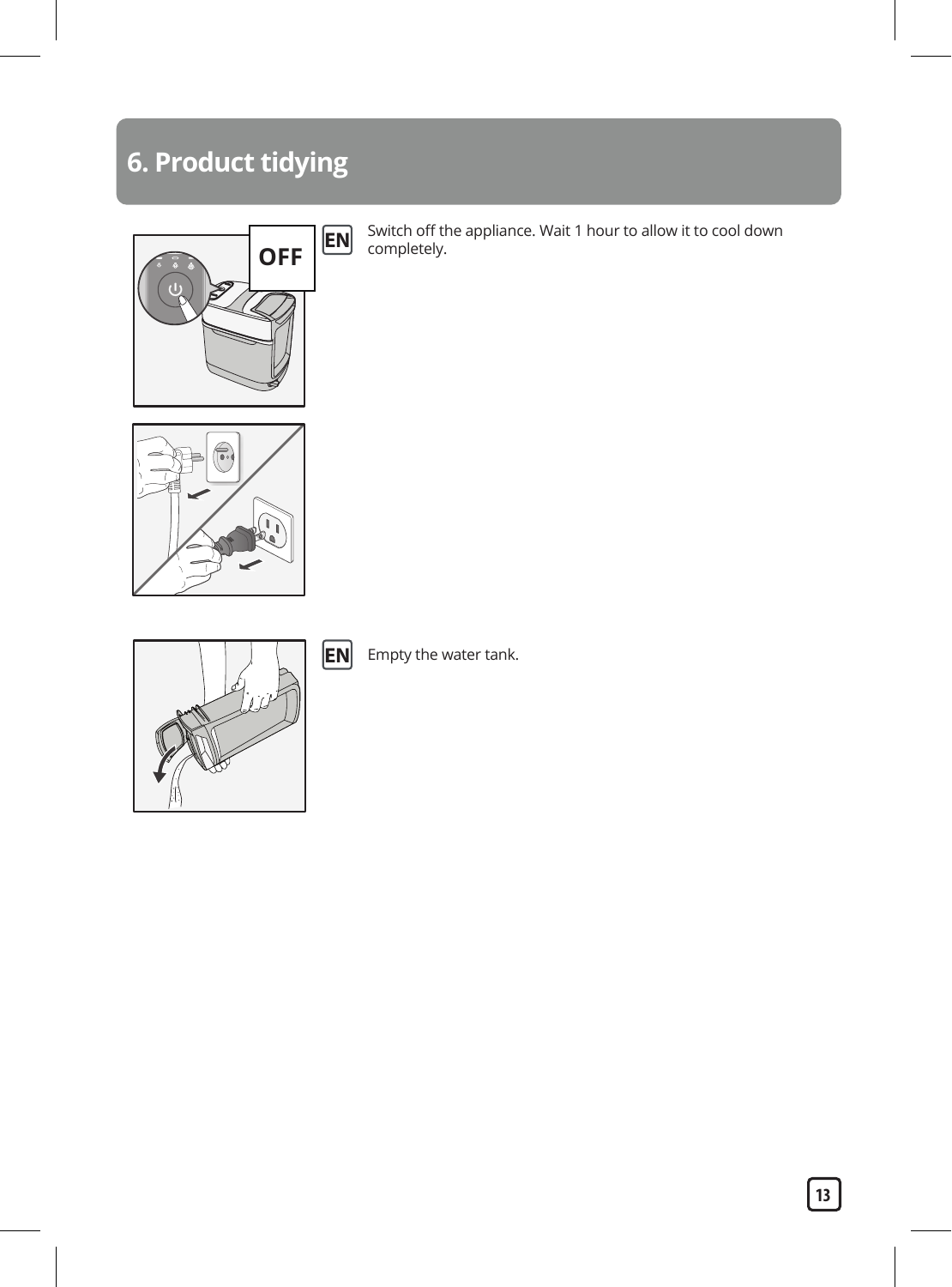## 6. Product tidying

OFF

EN Switch off the appliance. Wait 1 hour to allow it to cool down completely.

EN Empty the water tank.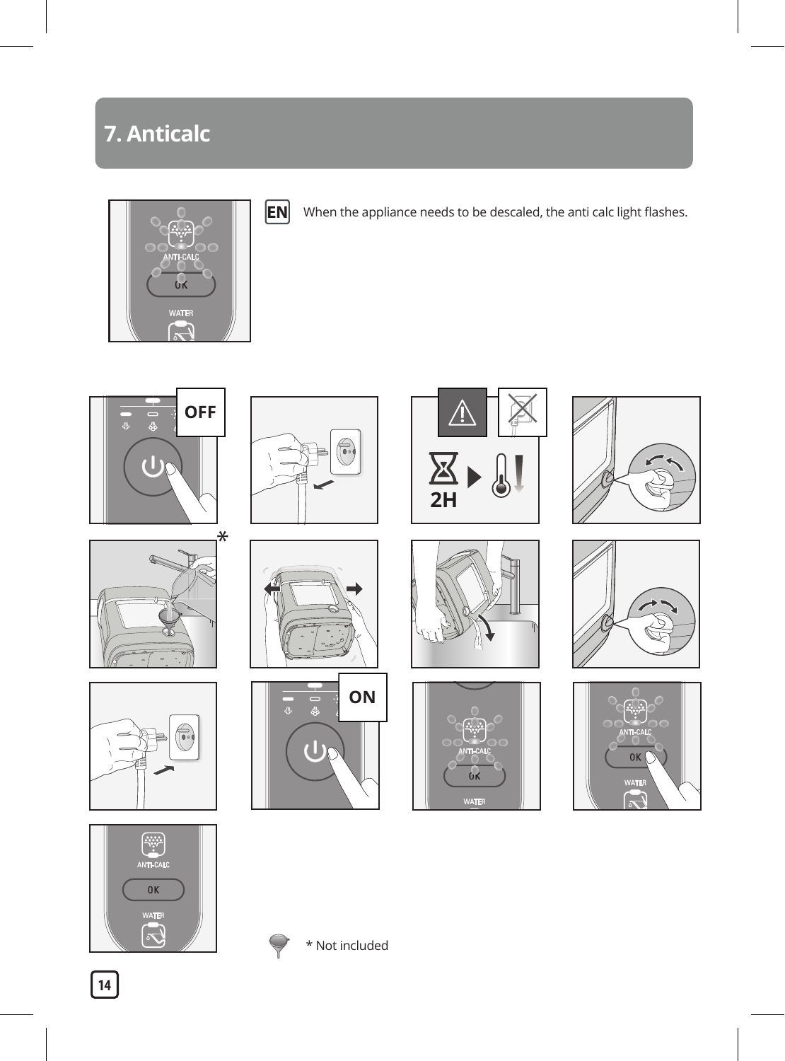# 7. Anticalc

**EN** When the appliance needs to be descaled, the anti calc light flashes.

\* Not included